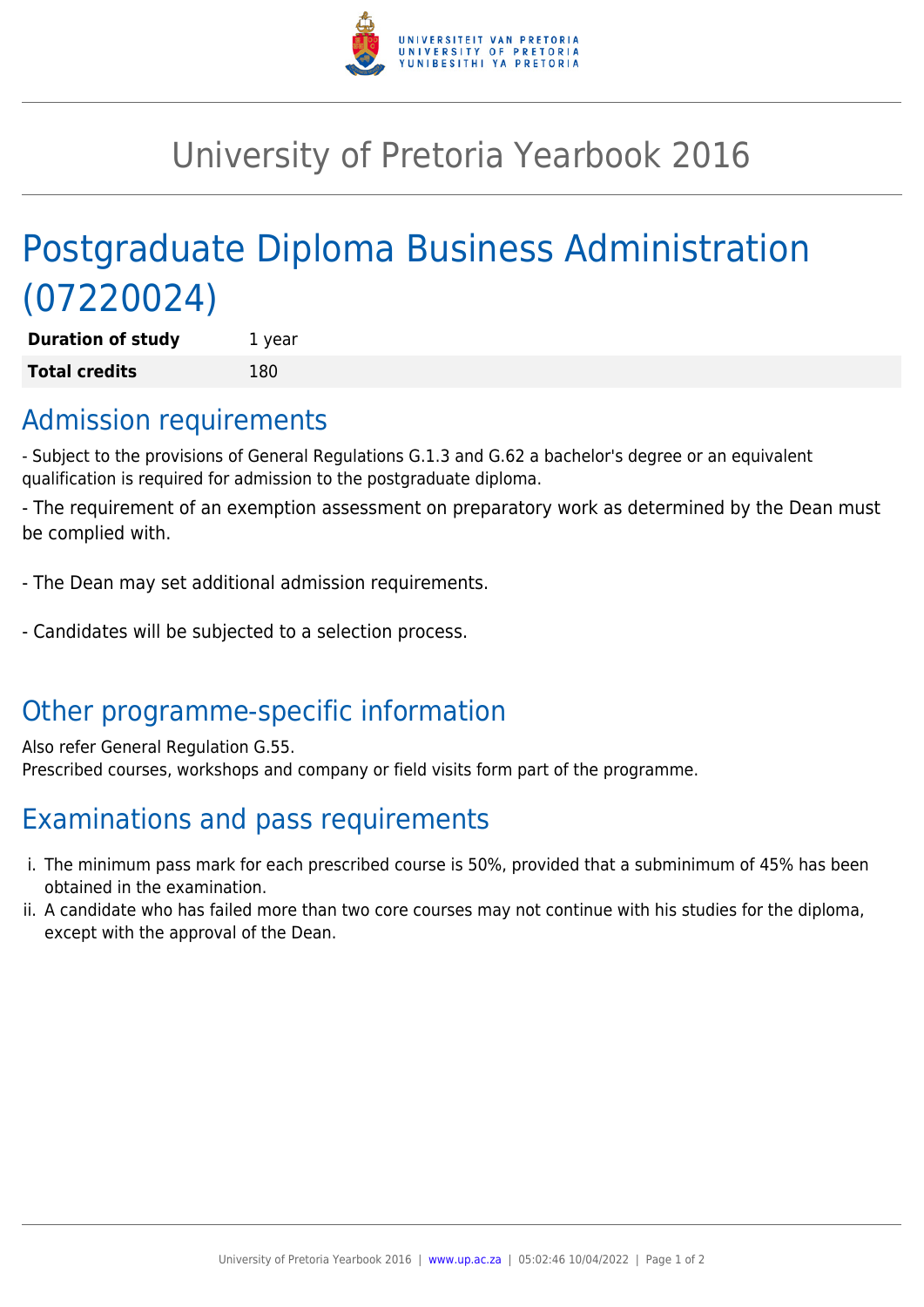# University of Pretoria Yearbook 2016

## Postgraduate Diploma Business Administration (07220024)

| | |
|---|---|
| **Duration of study** | 1 year |
| **Total credits** | 180 |

## Admission requirements

- Subject to the provisions of General Regulations G.1.3 and G.62 a bachelor's degree or an equivalent qualification is required for admission to the postgraduate diploma.

- The requirement of an exemption assessment on preparatory work as determined by the Dean must be complied with.

- The Dean may set additional admission requirements.

- Candidates will be subjected to a selection process.

## Other programme-specific information

Also refer General Regulation G.55.
Prescribed courses, workshops and company or field visits form part of the programme.

## Examinations and pass requirements

i. The minimum pass mark for each prescribed course is 50%, provided that a subminimum of 45% has been obtained in the examination.
ii. A candidate who has failed more than two core courses may not continue with his studies for the diploma, except with the approval of the Dean.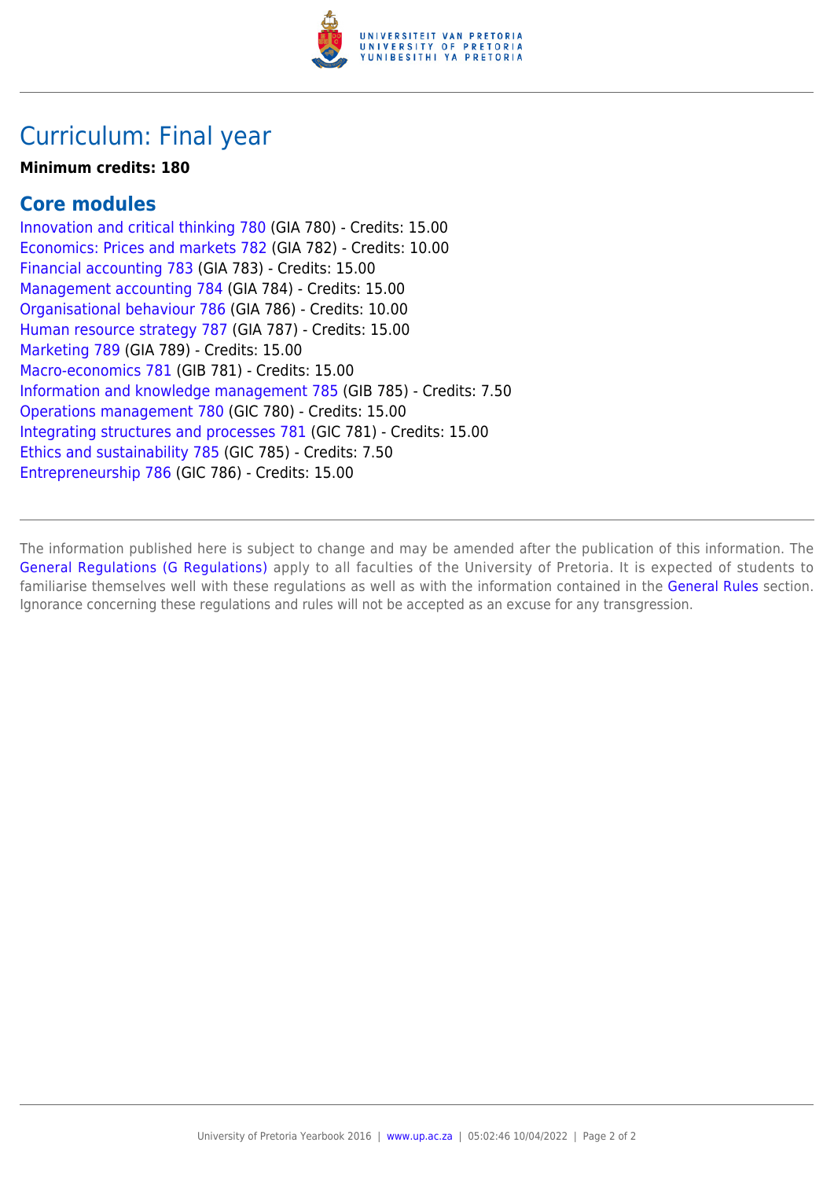# Curriculum: Final year

**Minimum credits: 180**

## Core modules

Innovation and critical thinking 780 (GIA 780) - Credits: 15.00
Economics: Prices and markets 782 (GIA 782) - Credits: 10.00
Financial accounting 783 (GIA 783) - Credits: 15.00
Management accounting 784 (GIA 784) - Credits: 15.00
Organisational behaviour 786 (GIA 786) - Credits: 10.00
Human resource strategy 787 (GIA 787) - Credits: 15.00
Marketing 789 (GIA 789) - Credits: 15.00
Macro-economics 781 (GIB 781) - Credits: 15.00
Information and knowledge management 785 (GIB 785) - Credits: 7.50
Operations management 780 (GIC 780) - Credits: 15.00
Integrating structures and processes 781 (GIC 781) - Credits: 15.00
Ethics and sustainability 785 (GIC 785) - Credits: 7.50
Entrepreneurship 786 (GIC 786) - Credits: 15.00

The information published here is subject to change and may be amended after the publication of this information. The General Regulations (G Regulations) apply to all faculties of the University of Pretoria. It is expected of students to familiarise themselves well with these regulations as well as with the information contained in the General Rules section. Ignorance concerning these regulations and rules will not be accepted as an excuse for any transgression.